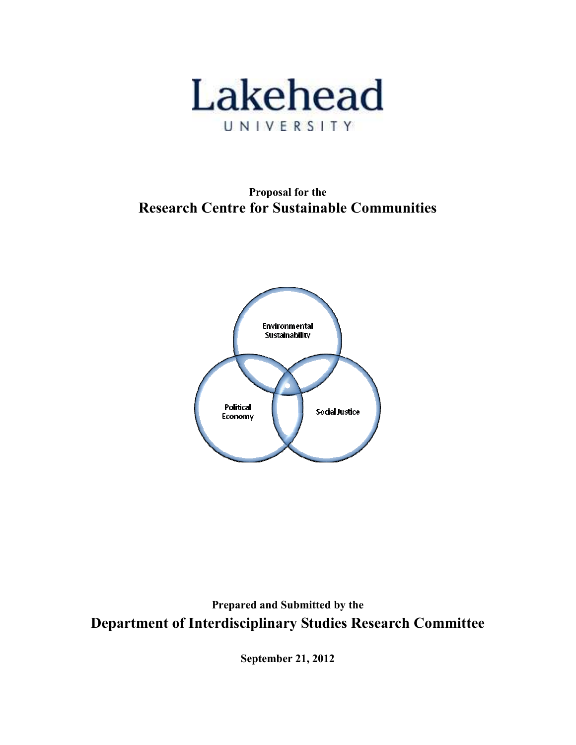Lakehead

UNIVERSITY

**Proposal for the**

# Research Centre for Sustainable Communities

Environmental Sustainability

Political Economy

Social Justice

**Prepared and Submitted by the**

## Department of Interdisciplinary Studies Research Committee

**September 21, 2012**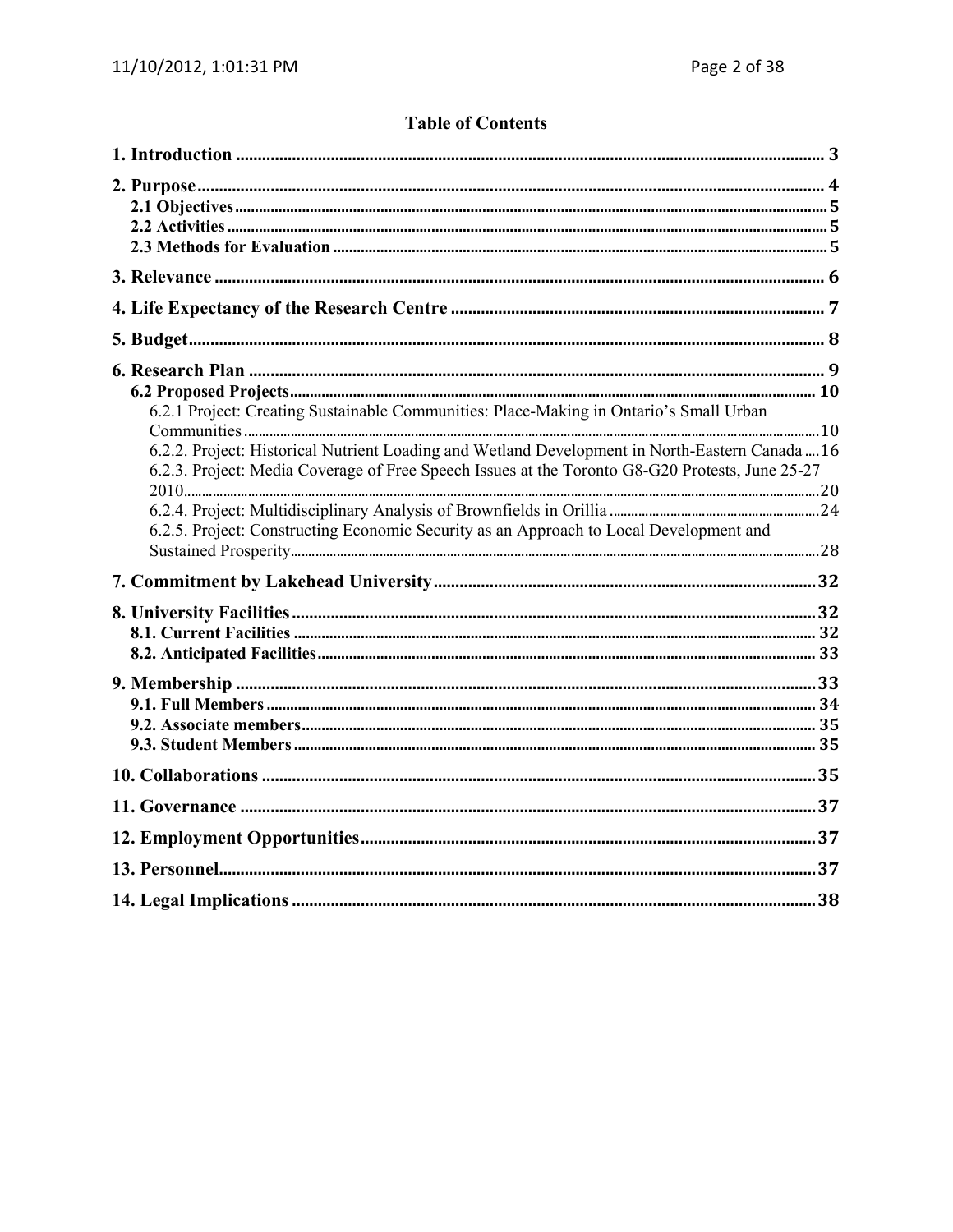## Table of Contents

**1. Introduction** ........................................................ 3

**2. Purpose** ........................................................ 4

- **2.1 Objectives** ........................................................ 5
- **2.2 Activities** ........................................................ 5
- **2.3 Methods for Evaluation** ........................................................ 5

**3. Relevance** ........................................................ 6

**4. Life Expectancy of the Research Centre** ........................................................ 7

**5. Budget** ........................................................ 8

**6. Research Plan** ........................................................ 9

- **6.2 Proposed Projects** ........................................................ 10
  - 6.2.1 Project: Creating Sustainable Communities: Place-Making in Ontario's Small Urban Communities ........................................................ 10
  - 6.2.2. Project: Historical Nutrient Loading and Wetland Development in North-Eastern Canada .... 16
  - 6.2.3. Project: Media Coverage of Free Speech Issues at the Toronto G8-G20 Protests, June 25-27 2010 ........................................................ 20
  - 6.2.4. Project: Multidisciplinary Analysis of Brownfields in Orillia ........................................................ 24
  - 6.2.5. Project: Constructing Economic Security as an Approach to Local Development and Sustained Prosperity ........................................................ 28

**7. Commitment by Lakehead University** ........................................................ 32

**8. University Facilities** ........................................................ 32

- **8.1. Current Facilities** ........................................................ 32
- **8.2. Anticipated Facilities** ........................................................ 33

**9. Membership** ........................................................ 33

- **9.1. Full Members** ........................................................ 34
- **9.2. Associate members** ........................................................ 35
- **9.3. Student Members** ........................................................ 35

**10. Collaborations** ........................................................ 35

**11. Governance** ........................................................ 37

**12. Employment Opportunities** ........................................................ 37

**13. Personnel** ........................................................ 37

**14. Legal Implications** ........................................................ 38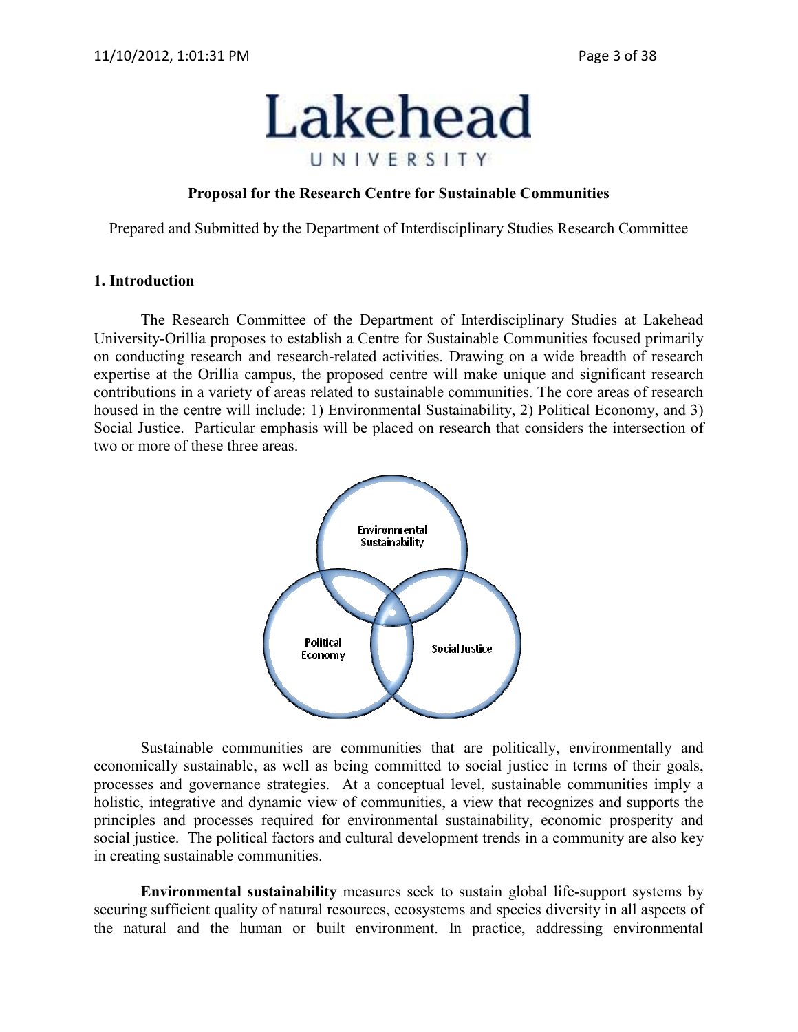Lakehead

UNIVERSITY

**Proposal for the Research Centre for Sustainable Communities**

Prepared and Submitted by the Department of Interdisciplinary Studies Research Committee

### 1. Introduction

The Research Committee of the Department of Interdisciplinary Studies at Lakehead University-Orillia proposes to establish a Centre for Sustainable Communities focused primarily on conducting research and research-related activities. Drawing on a wide breadth of research expertise at the Orillia campus, the proposed centre will make unique and significant research contributions in a variety of areas related to sustainable communities. The core areas of research housed in the centre will include: 1) Environmental Sustainability, 2) Political Economy, and 3) Social Justice. Particular emphasis will be placed on research that considers the intersection of two or more of these three areas.

Environmental Sustainability

Political Economy

Social Justice

Sustainable communities are communities that are politically, environmentally and economically sustainable, as well as being committed to social justice in terms of their goals, processes and governance strategies. At a conceptual level, sustainable communities imply a holistic, integrative and dynamic view of communities, a view that recognizes and supports the principles and processes required for environmental sustainability, economic prosperity and social justice. The political factors and cultural development trends in a community are also key in creating sustainable communities.

**Environmental sustainability** measures seek to sustain global life-support systems by securing sufficient quality of natural resources, ecosystems and species diversity in all aspects of the natural and the human or built environment. In practice, addressing environmental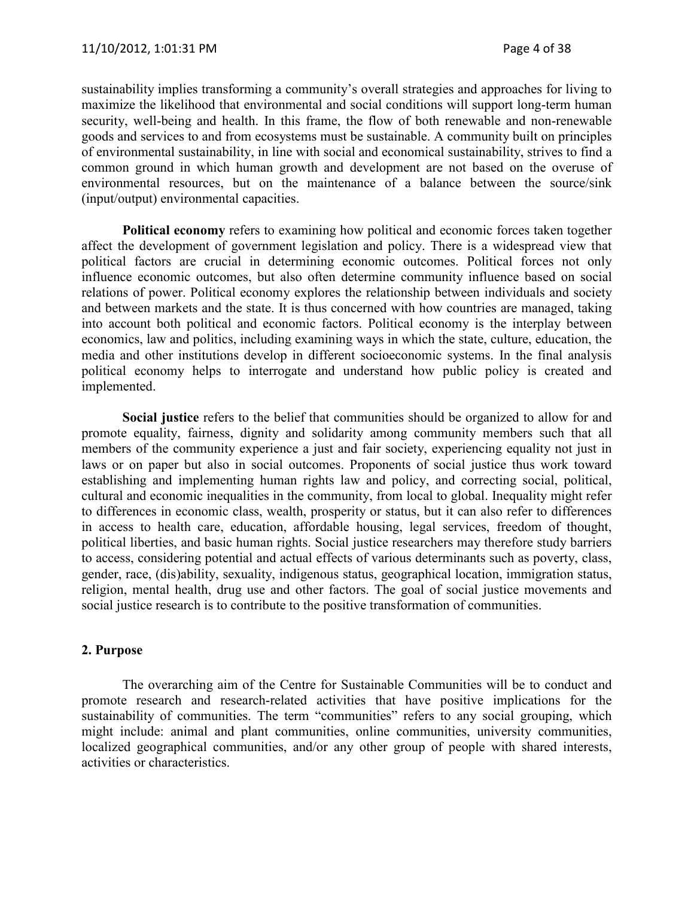sustainability implies transforming a community's overall strategies and approaches for living to maximize the likelihood that environmental and social conditions will support long-term human security, well-being and health. In this frame, the flow of both renewable and non-renewable goods and services to and from ecosystems must be sustainable. A community built on principles of environmental sustainability, in line with social and economical sustainability, strives to find a common ground in which human growth and development are not based on the overuse of environmental resources, but on the maintenance of a balance between the source/sink (input/output) environmental capacities.

**Political economy** refers to examining how political and economic forces taken together affect the development of government legislation and policy. There is a widespread view that political factors are crucial in determining economic outcomes. Political forces not only influence economic outcomes, but also often determine community influence based on social relations of power. Political economy explores the relationship between individuals and society and between markets and the state. It is thus concerned with how countries are managed, taking into account both political and economic factors. Political economy is the interplay between economics, law and politics, including examining ways in which the state, culture, education, the media and other institutions develop in different socioeconomic systems. In the final analysis political economy helps to interrogate and understand how public policy is created and implemented.

**Social justice** refers to the belief that communities should be organized to allow for and promote equality, fairness, dignity and solidarity among community members such that all members of the community experience a just and fair society, experiencing equality not just in laws or on paper but also in social outcomes. Proponents of social justice thus work toward establishing and implementing human rights law and policy, and correcting social, political, cultural and economic inequalities in the community, from local to global. Inequality might refer to differences in economic class, wealth, prosperity or status, but it can also refer to differences in access to health care, education, affordable housing, legal services, freedom of thought, political liberties, and basic human rights. Social justice researchers may therefore study barriers to access, considering potential and actual effects of various determinants such as poverty, class, gender, race, (dis)ability, sexuality, indigenous status, geographical location, immigration status, religion, mental health, drug use and other factors. The goal of social justice movements and social justice research is to contribute to the positive transformation of communities.

## 2. Purpose

The overarching aim of the Centre for Sustainable Communities will be to conduct and promote research and research-related activities that have positive implications for the sustainability of communities. The term "communities" refers to any social grouping, which might include: animal and plant communities, online communities, university communities, localized geographical communities, and/or any other group of people with shared interests, activities or characteristics.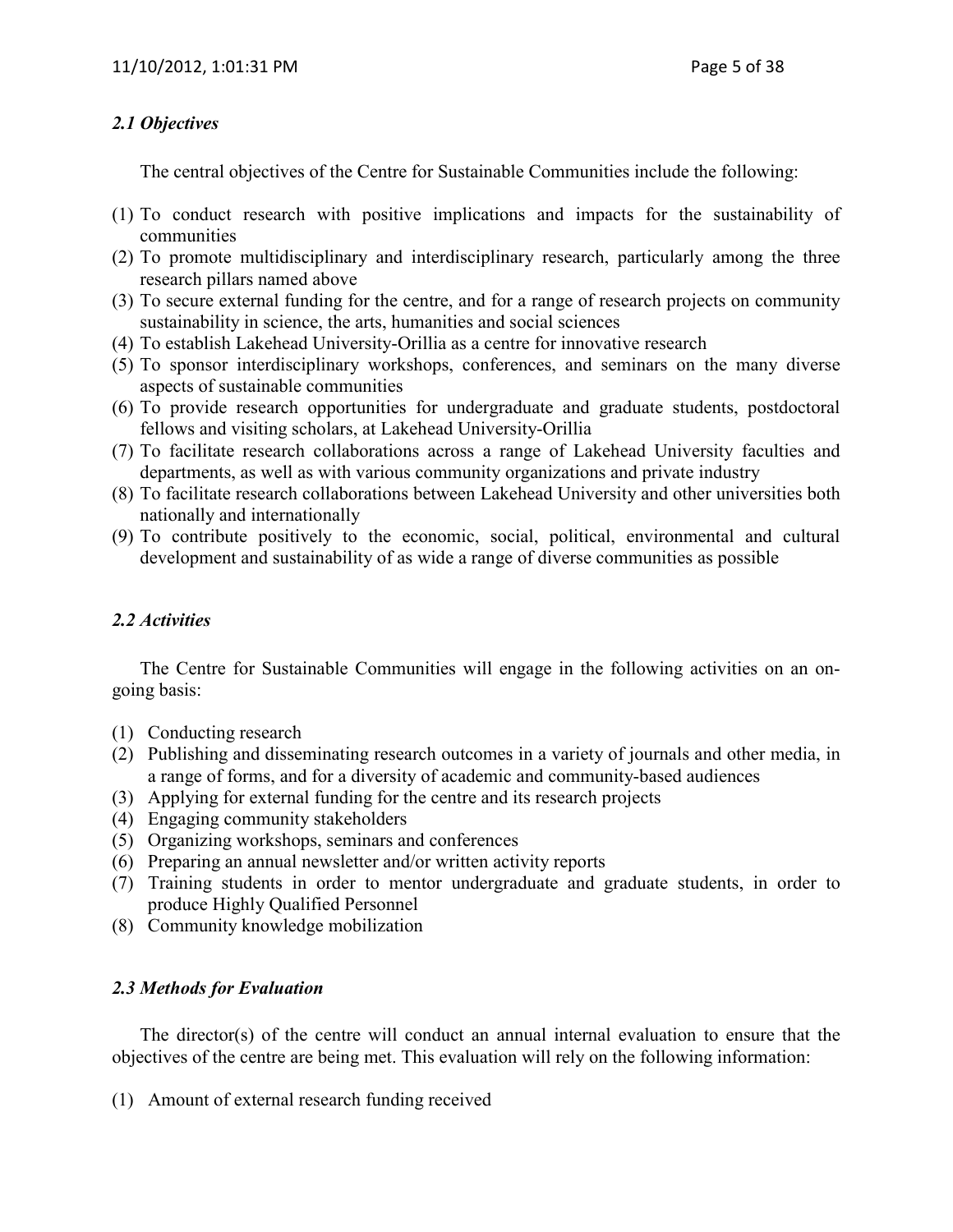### *2.1 Objectives*

The central objectives of the Centre for Sustainable Communities include the following:

(1) To conduct research with positive implications and impacts for the sustainability of communities
(2) To promote multidisciplinary and interdisciplinary research, particularly among the three research pillars named above
(3) To secure external funding for the centre, and for a range of research projects on community sustainability in science, the arts, humanities and social sciences
(4) To establish Lakehead University-Orillia as a centre for innovative research
(5) To sponsor interdisciplinary workshops, conferences, and seminars on the many diverse aspects of sustainable communities
(6) To provide research opportunities for undergraduate and graduate students, postdoctoral fellows and visiting scholars, at Lakehead University-Orillia
(7) To facilitate research collaborations across a range of Lakehead University faculties and departments, as well as with various community organizations and private industry
(8) To facilitate research collaborations between Lakehead University and other universities both nationally and internationally
(9) To contribute positively to the economic, social, political, environmental and cultural development and sustainability of as wide a range of diverse communities as possible

### *2.2 Activities*

The Centre for Sustainable Communities will engage in the following activities on an on-going basis:

(1) Conducting research
(2) Publishing and disseminating research outcomes in a variety of journals and other media, in a range of forms, and for a diversity of academic and community-based audiences
(3) Applying for external funding for the centre and its research projects
(4) Engaging community stakeholders
(5) Organizing workshops, seminars and conferences
(6) Preparing an annual newsletter and/or written activity reports
(7) Training students in order to mentor undergraduate and graduate students, in order to produce Highly Qualified Personnel
(8) Community knowledge mobilization

### *2.3 Methods for Evaluation*

The director(s) of the centre will conduct an annual internal evaluation to ensure that the objectives of the centre are being met. This evaluation will rely on the following information:

(1) Amount of external research funding received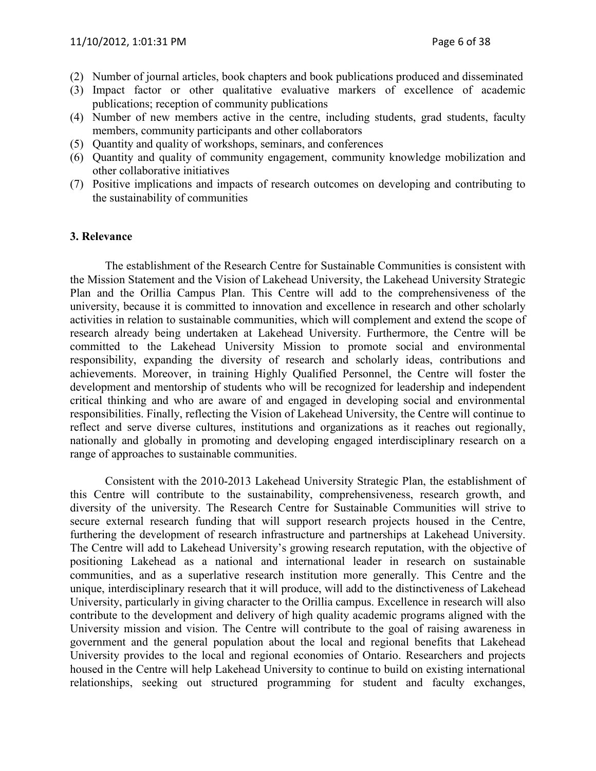(2) Number of journal articles, book chapters and book publications produced and disseminated
(3) Impact factor or other qualitative evaluative markers of excellence of academic publications; reception of community publications
(4) Number of new members active in the centre, including students, grad students, faculty members, community participants and other collaborators
(5) Quantity and quality of workshops, seminars, and conferences
(6) Quantity and quality of community engagement, community knowledge mobilization and other collaborative initiatives
(7) Positive implications and impacts of research outcomes on developing and contributing to the sustainability of communities

**3. Relevance**

The establishment of the Research Centre for Sustainable Communities is consistent with the Mission Statement and the Vision of Lakehead University, the Lakehead University Strategic Plan and the Orillia Campus Plan. This Centre will add to the comprehensiveness of the university, because it is committed to innovation and excellence in research and other scholarly activities in relation to sustainable communities, which will complement and extend the scope of research already being undertaken at Lakehead University. Furthermore, the Centre will be committed to the Lakehead University Mission to promote social and environmental responsibility, expanding the diversity of research and scholarly ideas, contributions and achievements. Moreover, in training Highly Qualified Personnel, the Centre will foster the development and mentorship of students who will be recognized for leadership and independent critical thinking and who are aware of and engaged in developing social and environmental responsibilities. Finally, reflecting the Vision of Lakehead University, the Centre will continue to reflect and serve diverse cultures, institutions and organizations as it reaches out regionally, nationally and globally in promoting and developing engaged interdisciplinary research on a range of approaches to sustainable communities.

Consistent with the 2010-2013 Lakehead University Strategic Plan, the establishment of this Centre will contribute to the sustainability, comprehensiveness, research growth, and diversity of the university. The Research Centre for Sustainable Communities will strive to secure external research funding that will support research projects housed in the Centre, furthering the development of research infrastructure and partnerships at Lakehead University. The Centre will add to Lakehead University's growing research reputation, with the objective of positioning Lakehead as a national and international leader in research on sustainable communities, and as a superlative research institution more generally. This Centre and the unique, interdisciplinary research that it will produce, will add to the distinctiveness of Lakehead University, particularly in giving character to the Orillia campus. Excellence in research will also contribute to the development and delivery of high quality academic programs aligned with the University mission and vision. The Centre will contribute to the goal of raising awareness in government and the general population about the local and regional benefits that Lakehead University provides to the local and regional economies of Ontario. Researchers and projects housed in the Centre will help Lakehead University to continue to build on existing international relationships, seeking out structured programming for student and faculty exchanges,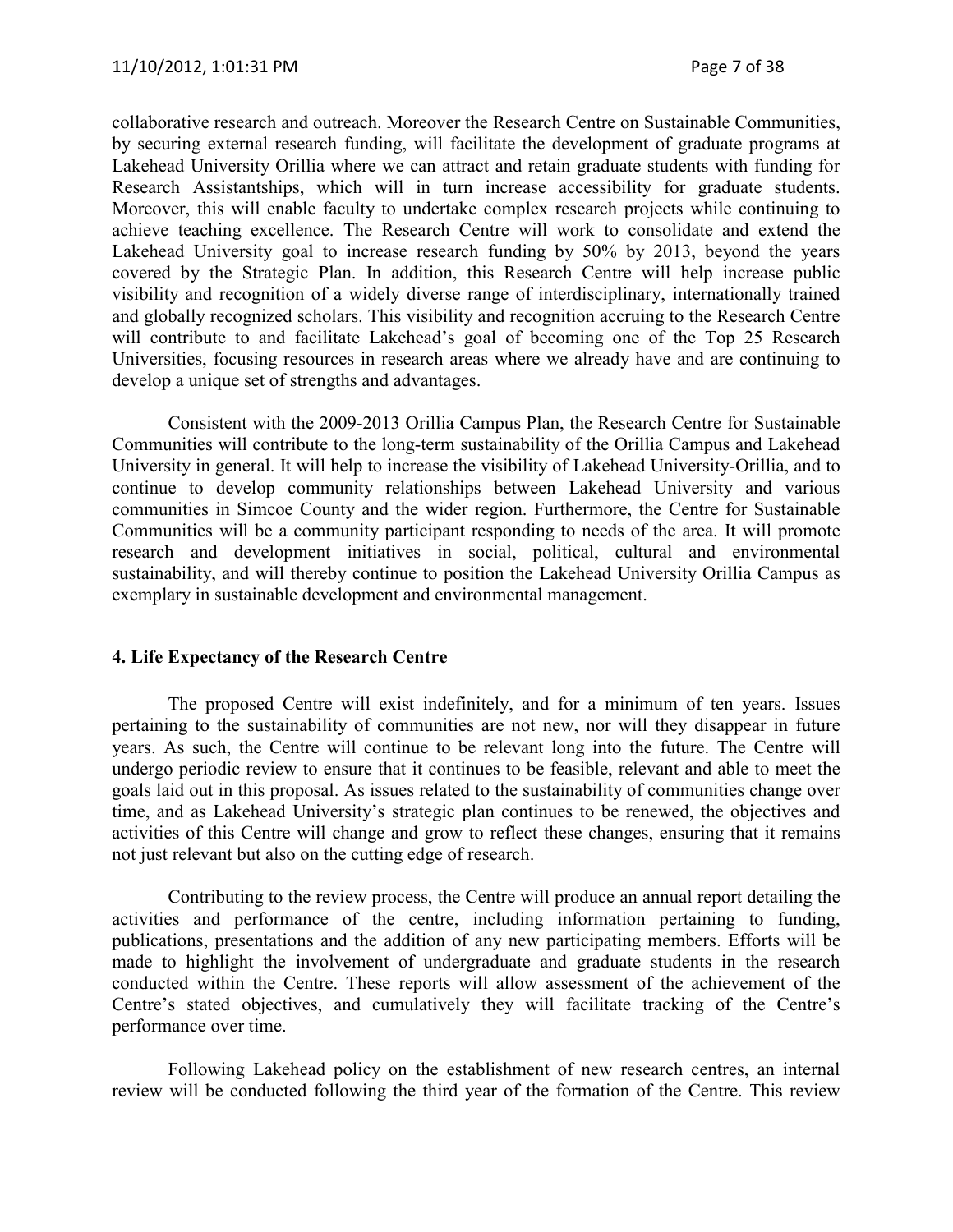collaborative research and outreach. Moreover the Research Centre on Sustainable Communities, by securing external research funding, will facilitate the development of graduate programs at Lakehead University Orillia where we can attract and retain graduate students with funding for Research Assistantships, which will in turn increase accessibility for graduate students. Moreover, this will enable faculty to undertake complex research projects while continuing to achieve teaching excellence. The Research Centre will work to consolidate and extend the Lakehead University goal to increase research funding by 50% by 2013, beyond the years covered by the Strategic Plan. In addition, this Research Centre will help increase public visibility and recognition of a widely diverse range of interdisciplinary, internationally trained and globally recognized scholars. This visibility and recognition accruing to the Research Centre will contribute to and facilitate Lakehead's goal of becoming one of the Top 25 Research Universities, focusing resources in research areas where we already have and are continuing to develop a unique set of strengths and advantages.

Consistent with the 2009-2013 Orillia Campus Plan, the Research Centre for Sustainable Communities will contribute to the long-term sustainability of the Orillia Campus and Lakehead University in general. It will help to increase the visibility of Lakehead University-Orillia, and to continue to develop community relationships between Lakehead University and various communities in Simcoe County and the wider region. Furthermore, the Centre for Sustainable Communities will be a community participant responding to needs of the area. It will promote research and development initiatives in social, political, cultural and environmental sustainability, and will thereby continue to position the Lakehead University Orillia Campus as exemplary in sustainable development and environmental management.

## 4. Life Expectancy of the Research Centre

The proposed Centre will exist indefinitely, and for a minimum of ten years. Issues pertaining to the sustainability of communities are not new, nor will they disappear in future years. As such, the Centre will continue to be relevant long into the future. The Centre will undergo periodic review to ensure that it continues to be feasible, relevant and able to meet the goals laid out in this proposal. As issues related to the sustainability of communities change over time, and as Lakehead University's strategic plan continues to be renewed, the objectives and activities of this Centre will change and grow to reflect these changes, ensuring that it remains not just relevant but also on the cutting edge of research.

Contributing to the review process, the Centre will produce an annual report detailing the activities and performance of the centre, including information pertaining to funding, publications, presentations and the addition of any new participating members. Efforts will be made to highlight the involvement of undergraduate and graduate students in the research conducted within the Centre. These reports will allow assessment of the achievement of the Centre's stated objectives, and cumulatively they will facilitate tracking of the Centre's performance over time.

Following Lakehead policy on the establishment of new research centres, an internal review will be conducted following the third year of the formation of the Centre. This review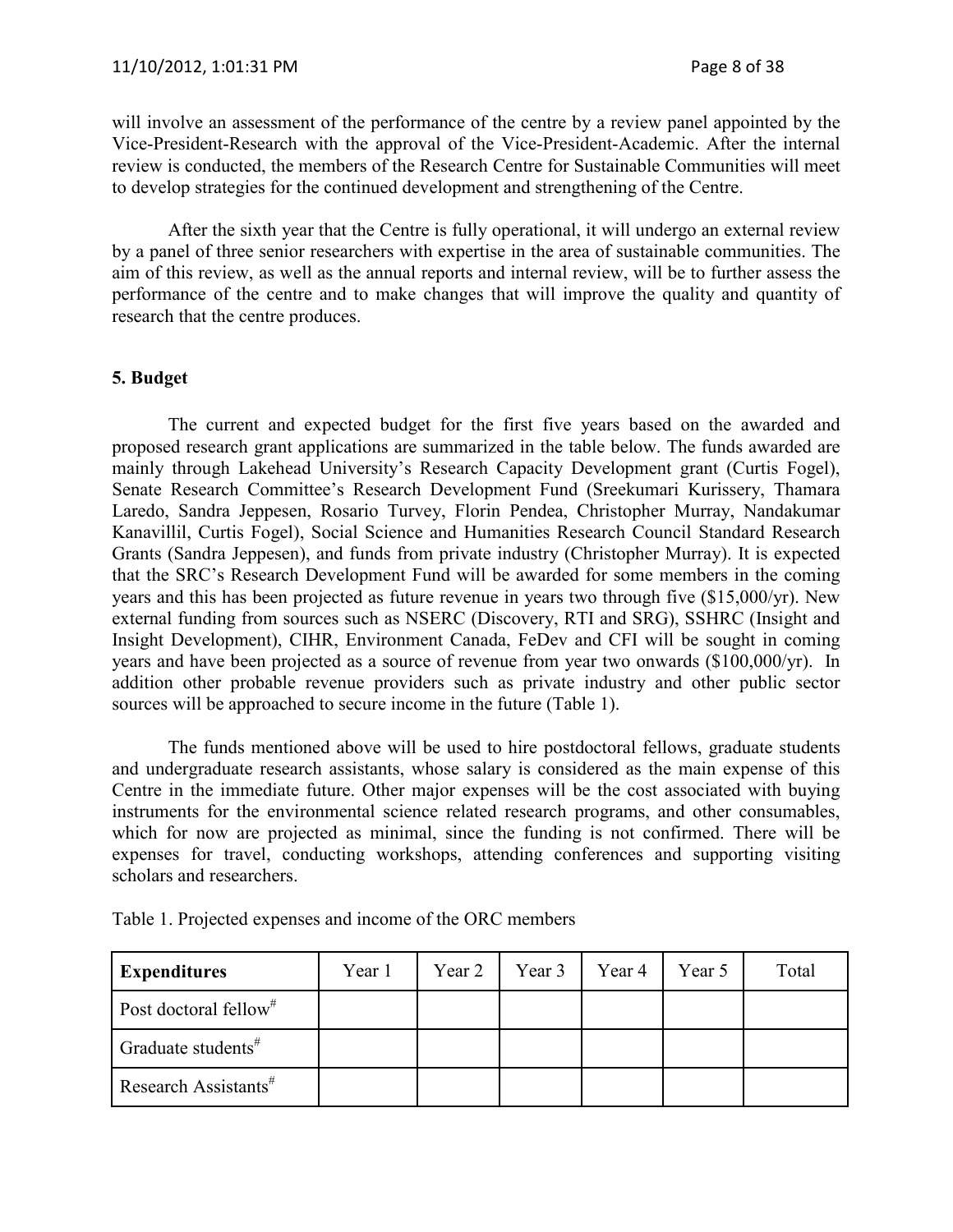will involve an assessment of the performance of the centre by a review panel appointed by the Vice-President-Research with the approval of the Vice-President-Academic. After the internal review is conducted, the members of the Research Centre for Sustainable Communities will meet to develop strategies for the continued development and strengthening of the Centre.

After the sixth year that the Centre is fully operational, it will undergo an external review by a panel of three senior researchers with expertise in the area of sustainable communities. The aim of this review, as well as the annual reports and internal review, will be to further assess the performance of the centre and to make changes that will improve the quality and quantity of research that the centre produces.

**5. Budget**

The current and expected budget for the first five years based on the awarded and proposed research grant applications are summarized in the table below. The funds awarded are mainly through Lakehead University's Research Capacity Development grant (Curtis Fogel), Senate Research Committee's Research Development Fund (Sreekumari Kurissery, Thamara Laredo, Sandra Jeppesen, Rosario Turvey, Florin Pendea, Christopher Murray, Nandakumar Kanavillil, Curtis Fogel), Social Science and Humanities Research Council Standard Research Grants (Sandra Jeppesen), and funds from private industry (Christopher Murray). It is expected that the SRC's Research Development Fund will be awarded for some members in the coming years and this has been projected as future revenue in years two through five ($15,000/yr). New external funding from sources such as NSERC (Discovery, RTI and SRG), SSHRC (Insight and Insight Development), CIHR, Environment Canada, FeDev and CFI will be sought in coming years and have been projected as a source of revenue from year two onwards ($100,000/yr). In addition other probable revenue providers such as private industry and other public sector sources will be approached to secure income in the future (Table 1).

The funds mentioned above will be used to hire postdoctoral fellows, graduate students and undergraduate research assistants, whose salary is considered as the main expense of this Centre in the immediate future. Other major expenses will be the cost associated with buying instruments for the environmental science related research programs, and other consumables, which for now are projected as minimal, since the funding is not confirmed. There will be expenses for travel, conducting workshops, attending conferences and supporting visiting scholars and researchers.

Table 1. Projected expenses and income of the ORC members

| **Expenditures** | Year 1 | Year 2 | Year 3 | Year 4 | Year 5 | Total |
|---|---|---|---|---|---|---|
| Post doctoral fellow# | | | | | | |
| Graduate students# | | | | | | |
| Research Assistants# | | | | | | |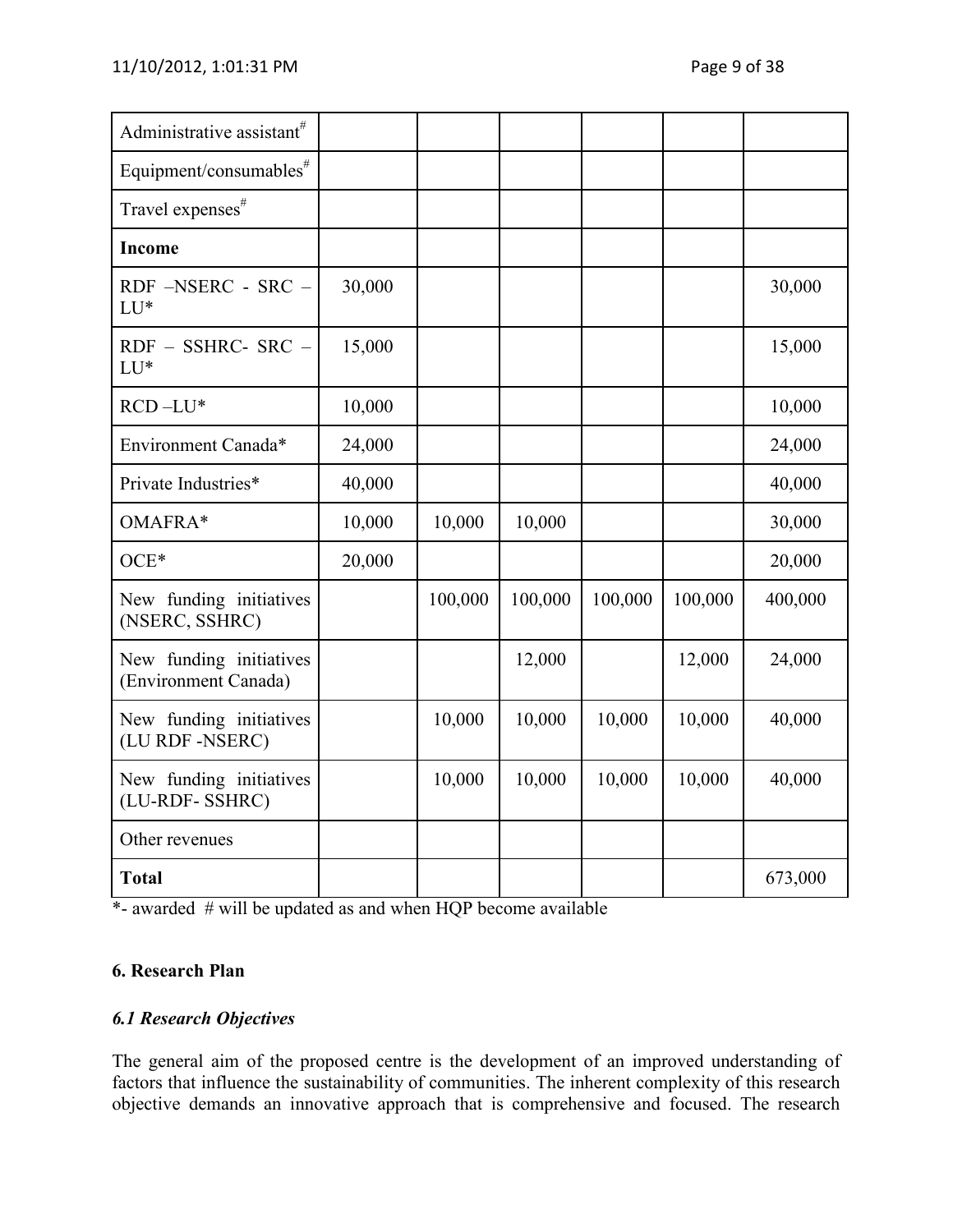| | | | | | | |
|---|---|---|---|---|---|---|
| Administrative assistant# | | | | | | |
| Equipment/consumables# | | | | | | |
| Travel expenses# | | | | | | |
| **Income** | | | | | | |
| RDF –NSERC - SRC – LU* | 30,000 | | | | | 30,000 |
| RDF – SSHRC- SRC – LU* | 15,000 | | | | | 15,000 |
| RCD –LU* | 10,000 | | | | | 10,000 |
| Environment Canada* | 24,000 | | | | | 24,000 |
| Private Industries* | 40,000 | | | | | 40,000 |
| OMAFRA* | 10,000 | 10,000 | 10,000 | | | 30,000 |
| OCE* | 20,000 | | | | | 20,000 |
| New funding initiatives (NSERC, SSHRC) | | 100,000 | 100,000 | 100,000 | 100,000 | 400,000 |
| New funding initiatives (Environment Canada) | | | 12,000 | | 12,000 | 24,000 |
| New funding initiatives (LU RDF -NSERC) | | 10,000 | 10,000 | 10,000 | 10,000 | 40,000 |
| New funding initiatives (LU-RDF- SSHRC) | | 10,000 | 10,000 | 10,000 | 10,000 | 40,000 |
| Other revenues | | | | | | |
| **Total** | | | | | | 673,000 |

*- awarded # will be updated as and when HQP become available

## 6. Research Plan

### *6.1 Research Objectives*

The general aim of the proposed centre is the development of an improved understanding of factors that influence the sustainability of communities. The inherent complexity of this research objective demands an innovative approach that is comprehensive and focused. The research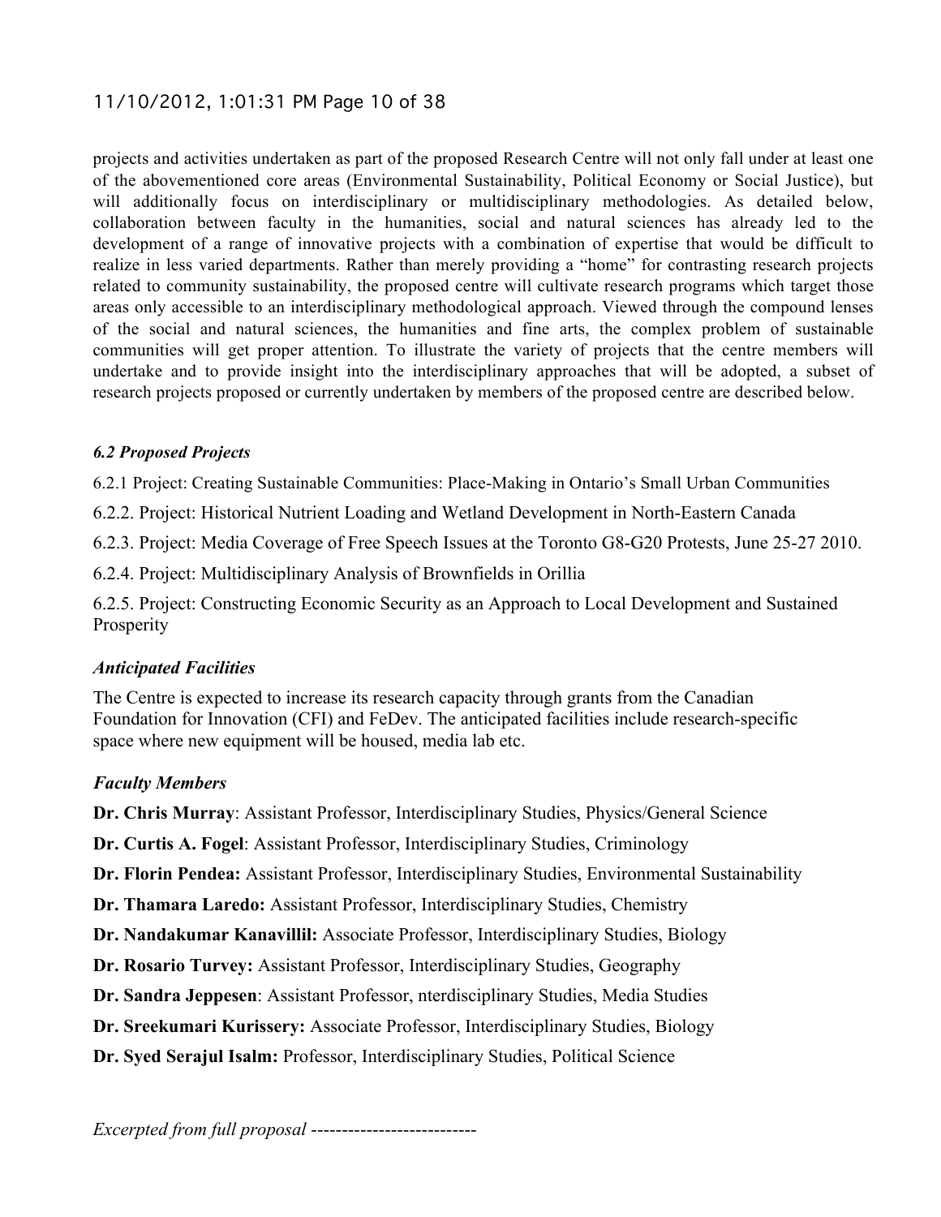projects and activities undertaken as part of the proposed Research Centre will not only fall under at least one of the abovementioned core areas (Environmental Sustainability, Political Economy or Social Justice), but will additionally focus on interdisciplinary or multidisciplinary methodologies. As detailed below, collaboration between faculty in the humanities, social and natural sciences has already led to the development of a range of innovative projects with a combination of expertise that would be difficult to realize in less varied departments. Rather than merely providing a "home" for contrasting research projects related to community sustainability, the proposed centre will cultivate research programs which target those areas only accessible to an interdisciplinary methodological approach. Viewed through the compound lenses of the social and natural sciences, the humanities and fine arts, the complex problem of sustainable communities will get proper attention. To illustrate the variety of projects that the centre members will undertake and to provide insight into the interdisciplinary approaches that will be adopted, a subset of research projects proposed or currently undertaken by members of the proposed centre are described below.

### *6.2 Proposed Projects*

6.2.1 Project: Creating Sustainable Communities: Place-Making in Ontario's Small Urban Communities

6.2.2. Project: Historical Nutrient Loading and Wetland Development in North-Eastern Canada

6.2.3. Project: Media Coverage of Free Speech Issues at the Toronto G8-G20 Protests, June 25-27 2010.

6.2.4. Project: Multidisciplinary Analysis of Brownfields in Orillia

6.2.5. Project: Constructing Economic Security as an Approach to Local Development and Sustained Prosperity

### *Anticipated Facilities*

The Centre is expected to increase its research capacity through grants from the Canadian Foundation for Innovation (CFI) and FeDev. The anticipated facilities include research-specific space where new equipment will be housed, media lab etc.

### *Faculty Members*

**Dr. Chris Murray**: Assistant Professor, Interdisciplinary Studies, Physics/General Science

**Dr. Curtis A. Fogel**: Assistant Professor, Interdisciplinary Studies, Criminology

**Dr. Florin Pendea:** Assistant Professor, Interdisciplinary Studies, Environmental Sustainability

**Dr. Thamara Laredo:** Assistant Professor, Interdisciplinary Studies, Chemistry

**Dr. Nandakumar Kanavillil:** Associate Professor, Interdisciplinary Studies, Biology

**Dr. Rosario Turvey:** Assistant Professor, Interdisciplinary Studies, Geography

**Dr. Sandra Jeppesen**: Assistant Professor, nterdisciplinary Studies, Media Studies

**Dr. Sreekumari Kurissery:** Associate Professor, Interdisciplinary Studies, Biology

**Dr. Syed Serajul Isalm:** Professor, Interdisciplinary Studies, Political Science

*Excerpted from full proposal* ---------------------------